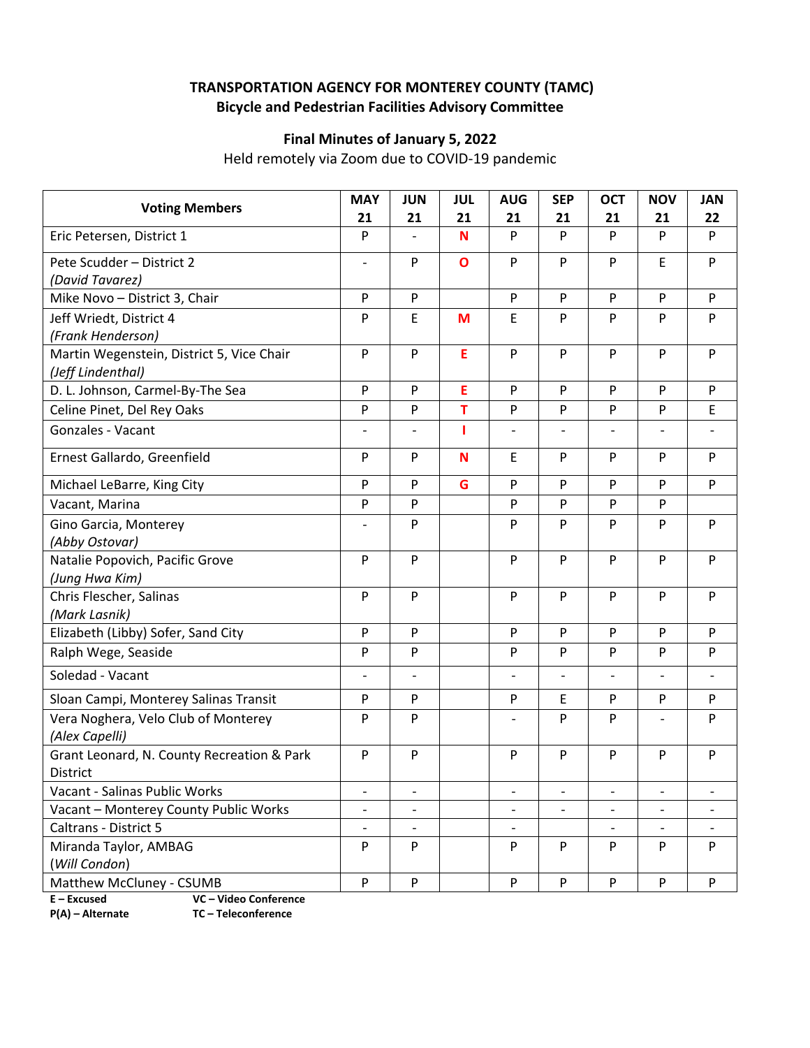**TRANSPORTATION AGENCY FOR MONTEREY COUNTY (TAMC)**
**Bicycle and Pedestrian Facilities Advisory Committee**

**Final Minutes of January 5, 2022**
Held remotely via Zoom due to COVID-19 pandemic

| Voting Members | MAY 21 | JUN 21 | JUL 21 | AUG 21 | SEP 21 | OCT 21 | NOV 21 | JAN 22 |
|---|---|---|---|---|---|---|---|---|
| Eric Petersen, District 1 | P | - | N | P | P | P | P | P |
| Pete Scudder – District 2 *(David Tavarez)* | - | P | O | P | P | P | E | P |
| Mike Novo – District 3, Chair | P | P | | P | P | P | P | P |
| Jeff Wriedt, District 4 *(Frank Henderson)* | P | E | M | E | P | P | P | P |
| Martin Wegenstein, District 5, Vice Chair *(Jeff Lindenthal)* | P | P | E | P | P | P | P | P |
| D. L. Johnson, Carmel-By-The Sea | P | P | E | P | P | P | P | P |
| Celine Pinet, Del Rey Oaks | P | P | T | P | P | P | P | E |
| Gonzales - Vacant | - | - | I | - | - | - | - | - |
| Ernest Gallardo, Greenfield | P | P | N | E | P | P | P | P |
| Michael LeBarre, King City | P | P | G | P | P | P | P | P |
| Vacant, Marina | P | P | | P | P | P | P | |
| Gino Garcia, Monterey *(Abby Ostovar)* | - | P | | P | P | P | P | P |
| Natalie Popovich, Pacific Grove *(Jung Hwa Kim)* | P | P | | P | P | P | P | P |
| Chris Flescher, Salinas *(Mark Lasnik)* | P | P | | P | P | P | P | P |
| Elizabeth (Libby) Sofer, Sand City | P | P | | P | P | P | P | P |
| Ralph Wege, Seaside | P | P | | P | P | P | P | P |
| Soledad - Vacant | - | - | | - | - | - | - | - |
| Sloan Campi, Monterey Salinas Transit | P | P | | P | E | P | P | P |
| Vera Noghera, Velo Club of Monterey *(Alex Capelli)* | P | P | | - | P | P | - | P |
| Grant Leonard, N. County Recreation & Park District | P | P | | P | P | P | P | P |
| Vacant - Salinas Public Works | - | - | | - | - | - | - | - |
| Vacant – Monterey County Public Works | - | - | | - | - | - | - | - |
| Caltrans - District 5 | - | - | | - | | - | - | - |
| Miranda Taylor, AMBAG (*Will Condon*) | P | P | | P | P | P | P | P |
| Matthew McCluney - CSUMB | P | P | | P | P | P | P | P |

**E – Excused** **VC – Video Conference**
**P(A) – Alternate** **TC – Teleconference**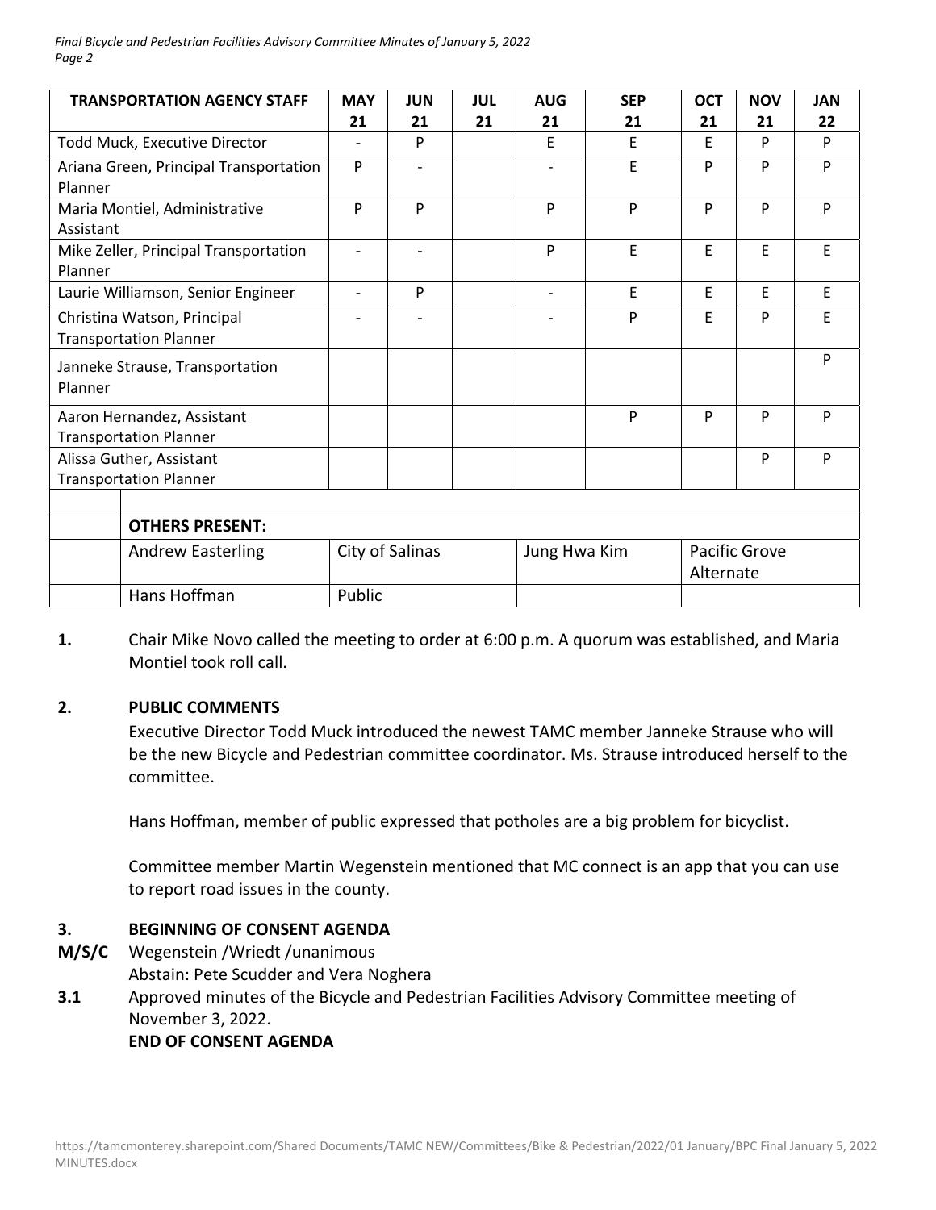| TRANSPORTATION AGENCY STAFF | MAY 21 | JUN 21 | JUL 21 | AUG 21 | SEP 21 | OCT 21 | NOV 21 | JAN 22 |
|---|---|---|---|---|---|---|---|---|
| Todd Muck, Executive Director | - | P | | E | E | E | P | P |
| Ariana Green, Principal Transportation Planner | P | - | | - | E | P | P | P |
| Maria Montiel, Administrative Assistant | P | P | | P | P | P | P | P |
| Mike Zeller, Principal Transportation Planner | - | - | | P | E | E | E | E |
| Laurie Williamson, Senior Engineer | - | P | | - | E | E | E | E |
| Christina Watson, Principal Transportation Planner | - | - | | - | P | E | P | E |
| Janneke Strause, Transportation Planner | | | | | | | | P |
| Aaron Hernandez, Assistant Transportation Planner | | | | | P | P | P | P |
| Alissa Guther, Assistant Transportation Planner | | | | | | | P | P |

| | OTHERS PRESENT: | | | |
|---|---|---|---|---|
| | Andrew Easterling | City of Salinas | Jung Hwa Kim | Pacific Grove Alternate |
| | Hans Hoffman | Public | | |

**1.** Chair Mike Novo called the meeting to order at 6:00 p.m. A quorum was established, and Maria Montiel took roll call.

**2. PUBLIC COMMENTS**

Executive Director Todd Muck introduced the newest TAMC member Janneke Strause who will be the new Bicycle and Pedestrian committee coordinator. Ms. Strause introduced herself to the committee.

Hans Hoffman, member of public expressed that potholes are a big problem for bicyclist.

Committee member Martin Wegenstein mentioned that MC connect is an app that you can use to report road issues in the county.

**3. BEGINNING OF CONSENT AGENDA**

**M/S/C** Wegenstein /Wriedt /unanimous
Abstain: Pete Scudder and Vera Noghera

**3.1** Approved minutes of the Bicycle and Pedestrian Facilities Advisory Committee meeting of November 3, 2022.

**END OF CONSENT AGENDA**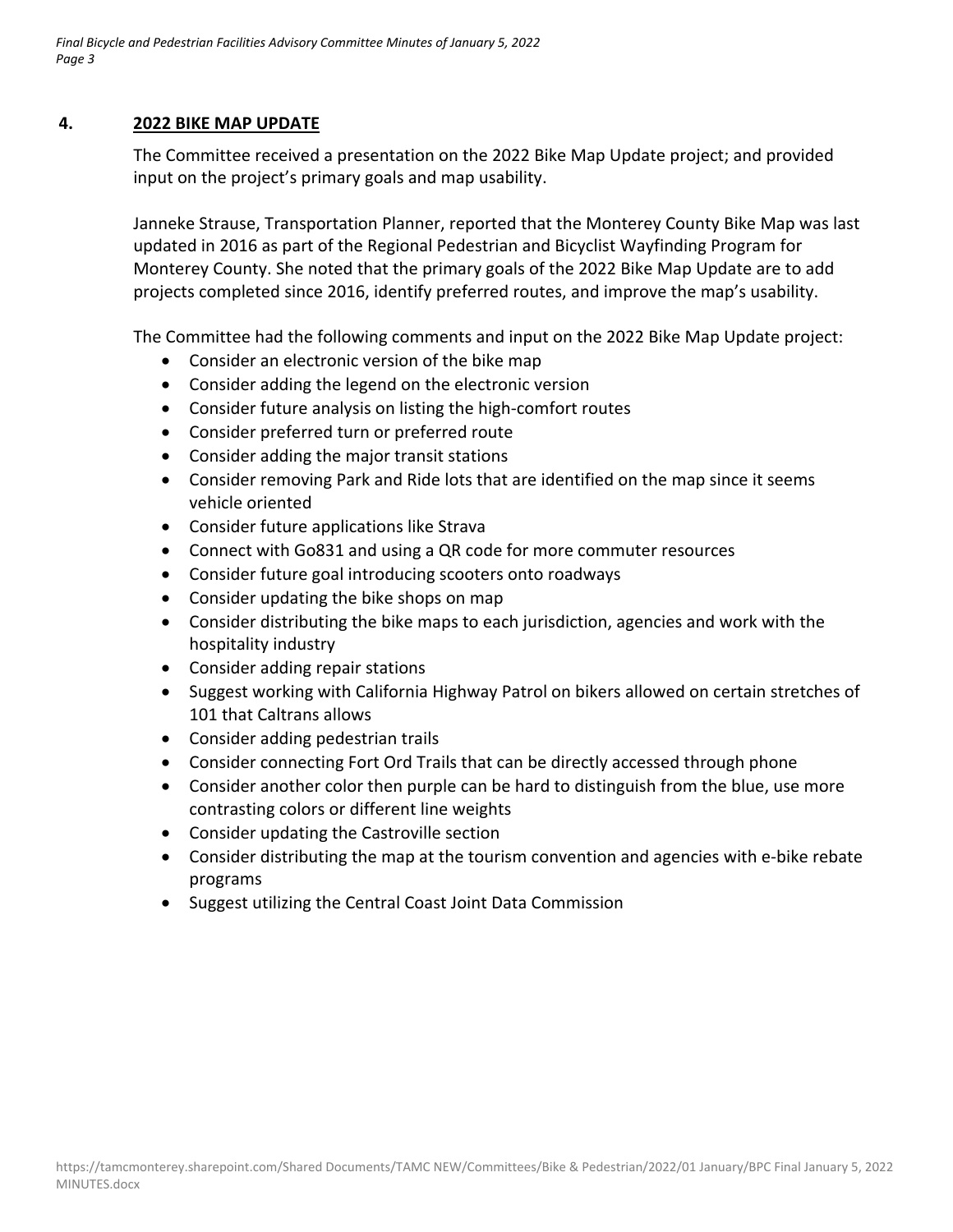## 4. 2022 BIKE MAP UPDATE

The Committee received a presentation on the 2022 Bike Map Update project; and provided input on the project's primary goals and map usability.

Janneke Strause, Transportation Planner, reported that the Monterey County Bike Map was last updated in 2016 as part of the Regional Pedestrian and Bicyclist Wayfinding Program for Monterey County. She noted that the primary goals of the 2022 Bike Map Update are to add projects completed since 2016, identify preferred routes, and improve the map's usability.

The Committee had the following comments and input on the 2022 Bike Map Update project:

- Consider an electronic version of the bike map
- Consider adding the legend on the electronic version
- Consider future analysis on listing the high-comfort routes
- Consider preferred turn or preferred route
- Consider adding the major transit stations
- Consider removing Park and Ride lots that are identified on the map since it seems vehicle oriented
- Consider future applications like Strava
- Connect with Go831 and using a QR code for more commuter resources
- Consider future goal introducing scooters onto roadways
- Consider updating the bike shops on map
- Consider distributing the bike maps to each jurisdiction, agencies and work with the hospitality industry
- Consider adding repair stations
- Suggest working with California Highway Patrol on bikers allowed on certain stretches of 101 that Caltrans allows
- Consider adding pedestrian trails
- Consider connecting Fort Ord Trails that can be directly accessed through phone
- Consider another color then purple can be hard to distinguish from the blue, use more contrasting colors or different line weights
- Consider updating the Castroville section
- Consider distributing the map at the tourism convention and agencies with e-bike rebate programs
- Suggest utilizing the Central Coast Joint Data Commission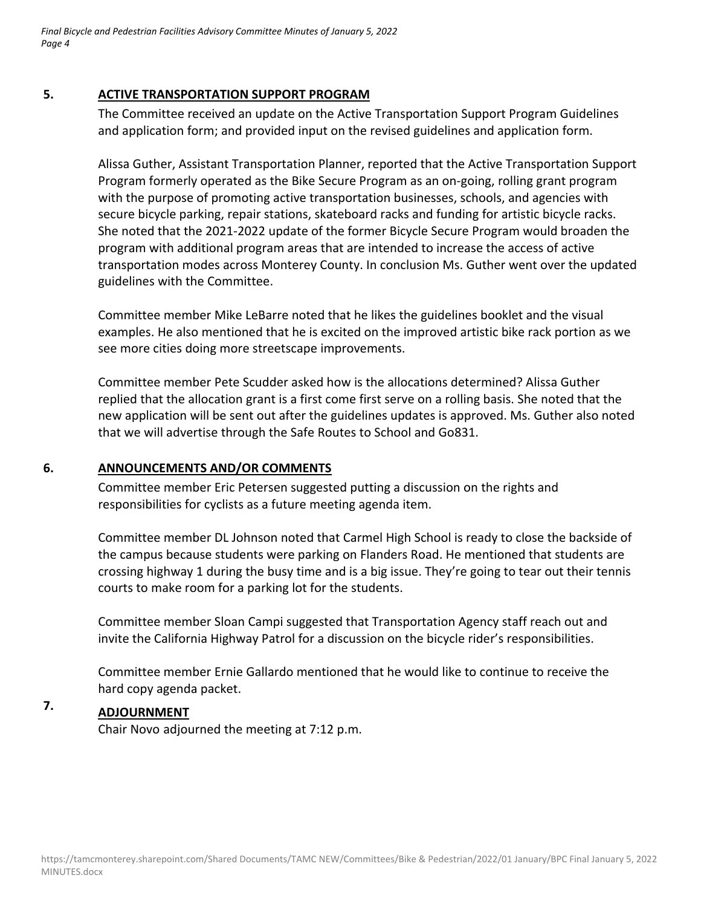## 5. ACTIVE TRANSPORTATION SUPPORT PROGRAM

The Committee received an update on the Active Transportation Support Program Guidelines and application form; and provided input on the revised guidelines and application form.

Alissa Guther, Assistant Transportation Planner, reported that the Active Transportation Support Program formerly operated as the Bike Secure Program as an on-going, rolling grant program with the purpose of promoting active transportation businesses, schools, and agencies with secure bicycle parking, repair stations, skateboard racks and funding for artistic bicycle racks. She noted that the 2021-2022 update of the former Bicycle Secure Program would broaden the program with additional program areas that are intended to increase the access of active transportation modes across Monterey County. In conclusion Ms. Guther went over the updated guidelines with the Committee.

Committee member Mike LeBarre noted that he likes the guidelines booklet and the visual examples. He also mentioned that he is excited on the improved artistic bike rack portion as we see more cities doing more streetscape improvements.

Committee member Pete Scudder asked how is the allocations determined? Alissa Guther replied that the allocation grant is a first come first serve on a rolling basis. She noted that the new application will be sent out after the guidelines updates is approved. Ms. Guther also noted that we will advertise through the Safe Routes to School and Go831.

## 6. ANNOUNCEMENTS AND/OR COMMENTS

Committee member Eric Petersen suggested putting a discussion on the rights and responsibilities for cyclists as a future meeting agenda item.

Committee member DL Johnson noted that Carmel High School is ready to close the backside of the campus because students were parking on Flanders Road. He mentioned that students are crossing highway 1 during the busy time and is a big issue. They're going to tear out their tennis courts to make room for a parking lot for the students.

Committee member Sloan Campi suggested that Transportation Agency staff reach out and invite the California Highway Patrol for a discussion on the bicycle rider's responsibilities.

Committee member Ernie Gallardo mentioned that he would like to continue to receive the hard copy agenda packet.

## 7. ADJOURNMENT

Chair Novo adjourned the meeting at 7:12 p.m.